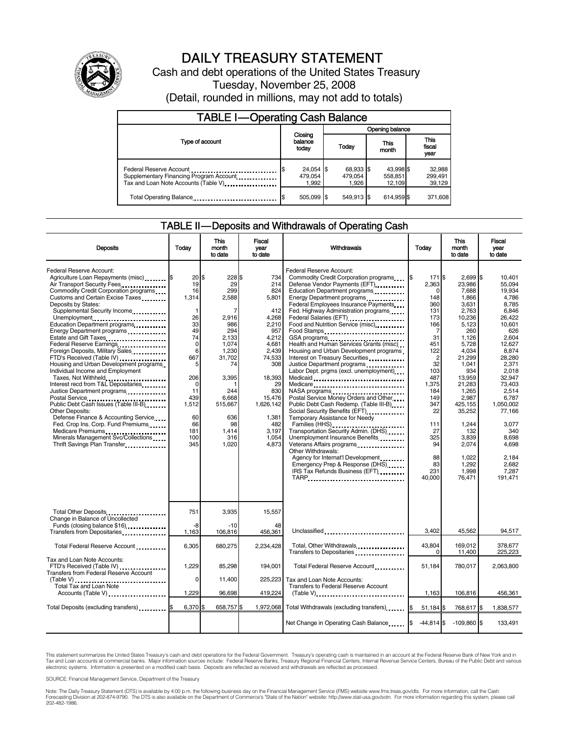# DAILY TREASURY STATEMENT

Cash and debt operations of the United States Treasury

Tuesday, November 25, 2008

(Detail, rounded in millions, may not add to totals)

## TABLE I—Operating Cash Balance

| Type of account | Closing balance today | Opening balance Today | Opening balance This month | Opening balance This fiscal year |
|---|---|---|---|---|
| Federal Reserve Account | $ 24,054 | $ 68,933 | $ 43,998 | $ 32,988 |
| Supplementary Financing Program Account | 479,054 | 479,054 | 558,851 | 299,491 |
| Tax and Loan Note Accounts (Table V) | 1,992 | 1,926 | 12,109 | 39,129 |
| Total Operating Balance | $ 505,099 | $ 549,913 | $ 614,959 | $ 371,608 |

## TABLE II—Deposits and Withdrawals of Operating Cash

| Deposits | Today | This month to date | Fiscal year to date |
|---|---|---|---|
| Federal Reserve Account: | | | |
| Agriculture Loan Repayments (misc) | $ 20 | $ 228 | $ 734 |
| Air Transport Security Fees | 19 | 29 | 214 |
| Commodity Credit Corporation programs | 16 | 299 | 824 |
| Customs and Certain Excise Taxes | 1,314 | 2,588 | 5,801 |
| Deposits by States: | | | |
| Supplemental Security Income | 1 | 7 | 412 |
| Unemployment | 26 | 2,916 | 4,268 |
| Education Department programs | 33 | 986 | 2,210 |
| Energy Department programs | 49 | 294 | 957 |
| Estate and Gift Taxes | 74 | 2,133 | 4,212 |
| Federal Reserve Earnings | 0 | 1,074 | 4,681 |
| Foreign Deposits, Military Sales | 6 | 1,230 | 2,439 |
| FTD's Received (Table IV) | 667 | 31,702 | 74,533 |
| Housing and Urban Development programs | 5 | 74 | 308 |
| Individual Income and Employment Taxes, Not Withheld | 206 | 3,395 | 18,393 |
| Interest recd from T&L Depositaries | 0 | 1 | 29 |
| Justice Department programs | 11 | 244 | 830 |
| Postal Service | 439 | 6,668 | 15,476 |
| Public Debt Cash Issues (Table III-B) | 1,512 | 515,667 | 1,626,142 |
| Other Deposits: | | | |
| Defense Finance & Accounting Service | 60 | 636 | 1,381 |
| Fed. Crop Ins. Corp. Fund Premiums | 66 | 98 | 482 |
| Medicare Premiums | 181 | 1,414 | 3,197 |
| Minerals Management Svc/Collections | 100 | 316 | 1,054 |
| Thrift Savings Plan Transfer | 345 | 1,020 | 4,873 |
| Total Other Deposits | 751 | 3,935 | 15,557 |
| Change in Balance of Uncollected Funds (closing balance $16) | -8 | -10 | 48 |
| Transfers from Depositaries | 1,163 | 106,816 | 456,361 |
| Total Federal Reserve Account | 6,305 | 680,275 | 2,234,428 |
| Tax and Loan Note Accounts: | | | |
| FTD's Received (Table IV) | 1,229 | 85,298 | 194,001 |
| Transfers from Federal Reserve Account (Table V) | 0 | 11,400 | 225,223 |
| Total Tax and Loan Note Accounts (Table V) | 1,229 | 96,698 | 419,224 |
| Total Deposits (excluding transfers) | $ 6,370 | $ 658,757 | $ 1,972,068 |

| Withdrawals | Today | This month to date | Fiscal year to date |
|---|---|---|---|
| Federal Reserve Account: | | | |
| Commodity Credit Corporation programs | $ 171 | $ 2,699 | $ 10,401 |
| Defense Vendor Payments (EFT) | 2,363 | 23,986 | 55,094 |
| Education Department programs | 0 | 7,688 | 19,934 |
| Energy Department programs | 148 | 1,866 | 4,786 |
| Federal Employees Insurance Payments | 360 | 3,631 | 8,785 |
| Fed. Highway Administration programs | 131 | 2,763 | 6,846 |
| Federal Salaries (EFT) | 173 | 10,236 | 26,422 |
| Food and Nutrition Service (misc) | 166 | 5,123 | 10,601 |
| Food Stamps | 7 | 260 | 626 |
| GSA programs | 31 | 1,126 | 2,604 |
| Health and Human Services Grants (misc) | 451 | 5,728 | 12,627 |
| Housing and Urban Development programs | 122 | 4,034 | 8,874 |
| Interest on Treasury Securities | 2 | 21,299 | 28,280 |
| Justice Department programs | 32 | 1,041 | 2,371 |
| Labor Dept. prgms (excl. unemployment) | 103 | 934 | 2,018 |
| Medicaid | 487 | 13,959 | 32,947 |
| Medicare | 1,375 | 21,283 | 73,403 |
| NASA programs | 184 | 1,265 | 2,514 |
| Postal Service Money Orders and Other | 149 | 2,987 | 6,787 |
| Public Debt Cash Redemp. (Table III-B) | 347 | 425,155 | 1,050,002 |
| Social Security Benefits (EFT) | 22 | 35,252 | 77,166 |
| Temporary Assistance for Needy Families (HHS) | 111 | 1,244 | 3,077 |
| Transportation Security Admin. (DHS) | 27 | 132 | 340 |
| Unemployment Insurance Benefits | 325 | 3,839 | 8,698 |
| Veterans Affairs programs | 94 | 2,074 | 4,698 |
| Other Withdrawals: | | | |
| Agency for Internat'l Development | 88 | 1,022 | 2,184 |
| Emergency Prep & Response (DHS) | 83 | 1,292 | 2,682 |
| IRS Tax Refunds Business (EFT) | 231 | 1,998 | 7,287 |
| TARP | 40,000 | 76,471 | 191,471 |
| Unclassified | 3,402 | 45,562 | 94,517 |
| Total, Other Withdrawals | 43,804 | 169,012 | 378,677 |
| Transfers to Depositaries | 0 | 11,400 | 225,223 |
| Total Federal Reserve Account | 51,184 | 780,017 | 2,063,800 |
| Tax and Loan Note Accounts: | | | |
| Transfers to Federal Reserve Account (Table V) | 1,163 | 106,816 | 456,361 |
| Total Withdrawals (excluding transfers) | $ 51,184 | $ 768,617 | $ 1,838,577 |
| Net Change in Operating Cash Balance | $ -44,814 | $ -109,860 | $ 133,491 |

This statement summarizes the United States Treasury's cash and debt operations for the Federal Government. Treasury's operating cash is maintained in an account at the Federal Reserve Bank of New York and in Tax and Loan accounts at commercial banks. Major information sources include: Federal Reserve Banks, Treasury Regional Financial Centers, Internal Revenue Service Centers, Bureau of the Public Debt and various electronic systems. Information is presented on a modified cash basis. Deposits are reflected as received and withdrawals are reflected as processed.

SOURCE: Financial Management Service, Department of the Treasury

Note: The Daily Treasury Statement (DTS) is available by 4:00 p.m. the following business day on the Financial Management Service (FMS) website www.fms.treas.gov/dts. For more information, call the Cash Forecasting Division at 202-874-9790. The DTS is also available on the Department of Commerce's "State of the Nation" website: http://www.stat-usa.gov/sotn. For more information regarding this system, please call 202-482-1986.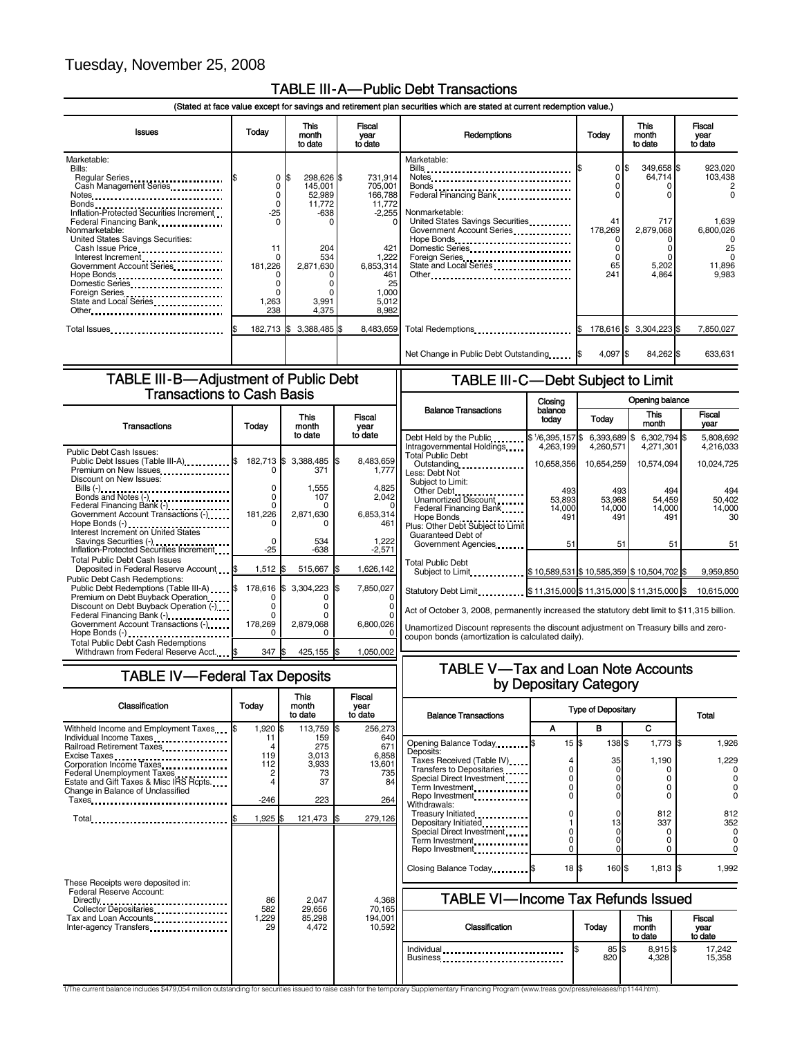Tuesday, November 25, 2008

## TABLE III-A—Public Debt Transactions

(Stated at face value except for savings and retirement plan securities which are stated at current redemption value.)

| Issues | Today | This month to date | Fiscal year to date |
|---|---|---|---|
| Marketable: | | | |
| Bills: | | | |
| Regular Series | $ 0 | $ 298,626 | $ 731,914 |
| Cash Management Series | 0 | 145,001 | 705,001 |
| Notes | 0 | 52,989 | 166,788 |
| Bonds | 0 | 11,772 | 11,772 |
| Inflation-Protected Securities Increment | -25 | -638 | -2,255 |
| Federal Financing Bank | 0 | 0 | 0 |
| Nonmarketable: | | | |
| United States Savings Securities: | | | |
| Cash Issue Price | 11 | 204 | 421 |
| Interest Increment | 0 | 534 | 1,222 |
| Government Account Series | 181,226 | 2,871,630 | 6,853,314 |
| Hope Bonds | 0 | 0 | 461 |
| Domestic Series | 0 | 0 | 25 |
| Foreign Series | 0 | 0 | 1,000 |
| State and Local Series | 1,263 | 3,991 | 5,012 |
| Other | 238 | 4,375 | 8,982 |
| Total Issues | $ 182,713 | $ 3,388,485 | $ 8,483,659 |

| Redemptions | Today | This month to date | Fiscal year to date |
|---|---|---|---|
| Marketable: | | | |
| Bills | $ 0 | $ 349,658 | $ 923,020 |
| Notes | 0 | 64,714 | 103,438 |
| Bonds | 0 | 0 | 2 |
| Federal Financing Bank | 0 | 0 | 0 |
| Nonmarketable: | | | |
| United States Savings Securities | 41 | 717 | 1,639 |
| Government Account Series | 178,269 | 2,879,068 | 6,800,026 |
| Hope Bonds | 0 | 0 | 0 |
| Domestic Series | 0 | 0 | 25 |
| Foreign Series | 0 | 0 | 0 |
| State and Local Series | 65 | 5,202 | 11,896 |
| Other | 241 | 4,864 | 9,983 |
| Total Redemptions | $ 178,616 | $ 3,304,223 | $ 7,850,027 |
| Net Change in Public Debt Outstanding | $ 4,097 | $ 84,262 | $ 633,631 |

## TABLE III-B—Adjustment of Public Debt Transactions to Cash Basis

| Transactions | Today | This month to date | Fiscal year to date |
|---|---|---|---|
| Public Debt Cash Issues: | | | |
| Public Debt Issues (Table III-A) | $ 182,713 | $ 3,388,485 | $ 8,483,659 |
| Premium on New Issues | 0 | 371 | 1,777 |
| Discount on New Issues: | | | |
| Bills (-) | 0 | 1,555 | 4,825 |
| Bonds and Notes (-) | 0 | 107 | 2,042 |
| Federal Financing Bank (-) | 0 | 0 | 0 |
| Government Account Transactions (-) | 181,226 | 2,871,630 | 6,853,314 |
| Hope Bonds (-) | 0 | 0 | 461 |
| Interest Increment on United States Savings Securities (-) | 0 | 534 | 1,222 |
| Inflation-Protected Securities Increment | -25 | -638 | -2,571 |
| Total Public Debt Cash Issues Deposited in Federal Reserve Account | $ 1,512 | $ 515,667 | $ 1,626,142 |
| Public Debt Cash Redemptions: | | | |
| Public Debt Redemptions (Table III-A) | $ 178,616 | $ 3,304,223 | $ 7,850,027 |
| Premium on Debt Buyback Operation | 0 | 0 | 0 |
| Discount on Debt Buyback Operation (-) | 0 | 0 | 0 |
| Federal Financing Bank (-) | 0 | 0 | 0 |
| Government Account Transactions (-) | 178,269 | 2,879,068 | 6,800,026 |
| Hope Bonds (-) | 0 | 0 | 0 |
| Total Public Debt Cash Redemptions Withdrawn from Federal Reserve Acct. | $ 347 | $ 425,155 | $ 1,050,002 |

## TABLE III-C—Debt Subject to Limit

| Balance Transactions | Closing balance today | Opening balance Today | Opening balance This month | Opening balance Fiscal year |
|---|---|---|---|---|
| Debt Held by the Public | $ [1]6,395,157 | $ 6,393,689 | $ 6,302,794 | $ 5,808,692 |
| Intragovernmental Holdings | 4,263,199 | 4,260,571 | 4,271,301 | 4,216,033 |
| Total Public Debt Outstanding | 10,658,356 | 10,654,259 | 10,574,094 | 10,024,725 |
| Less: Debt Not Subject to Limit: | | | | |
| Other Debt | 493 | 493 | 494 | 494 |
| Unamortized Discount | 53,893 | 53,968 | 54,459 | 50,402 |
| Federal Financing Bank | 14,000 | 14,000 | 14,000 | 14,000 |
| Hope Bonds | 491 | 491 | 491 | 30 |
| Plus: Other Debt Subject to Limit | | | | |
| Guaranteed Debt of Government Agencies | 51 | 51 | 51 | 51 |
| Total Public Debt Subject to Limit | $ 10,589,531 | $ 10,585,359 | $ 10,504,702 | $ 9,959,850 |
| Statutory Debt Limit | $ 11,315,000 | $ 11,315,000 | $ 11,315,000 | $ 10,615,000 |

Act of October 3, 2008, permanently increased the statutory debt limit to $11,315 billion.

Unamortized Discount represents the discount adjustment on Treasury bills and zero-coupon bonds (amortization is calculated daily).

## TABLE IV—Federal Tax Deposits

| Classification | Today | This month to date | Fiscal year to date |
|---|---|---|---|
| Withheld Income and Employment Taxes | $ 1,920 | $ 113,759 | $ 256,273 |
| Individual Income Taxes | 11 | 159 | 640 |
| Railroad Retirement Taxes | 4 | 275 | 671 |
| Excise Taxes | 119 | 3,013 | 6,858 |
| Corporation Income Taxes | 112 | 3,933 | 13,601 |
| Federal Unemployment Taxes | 2 | 73 | 735 |
| Estate and Gift Taxes & Misc IRS Rcpts. | 4 | 37 | 84 |
| Change in Balance of Unclassified Taxes | -246 | 223 | 264 |
| Total | $ 1,925 | $ 121,473 | $ 279,126 |
| These Receipts were deposited in: | | | |
| Federal Reserve Account: | | | |
| Directly | 86 | 2,047 | 4,368 |
| Collector Depositaries | 582 | 29,656 | 70,165 |
| Tax and Loan Accounts | 1,229 | 85,298 | 194,001 |
| Inter-agency Transfers | 29 | 4,472 | 10,592 |

## TABLE V—Tax and Loan Note Accounts by Depositary Category

| Balance Transactions | Type of Depositary A | Type of Depositary B | Type of Depositary C | Total |
|---|---|---|---|---|
| Opening Balance Today | $ 15 | $ 138 | $ 1,773 | $ 1,926 |
| Deposits: | | | | |
| Taxes Received (Table IV) | 4 | 35 | 1,190 | 1,229 |
| Transfers to Depositaries | 0 | 0 | 0 | 0 |
| Special Direct Investment | 0 | 0 | 0 | 0 |
| Term Investment | 0 | 0 | 0 | 0 |
| Repo Investment | 0 | 0 | 0 | 0 |
| Withdrawals: | | | | |
| Treasury Initiated | 0 | 0 | 812 | 812 |
| Depositary Initiated | 1 | 13 | 337 | 352 |
| Special Direct Investment | 0 | 0 | 0 | 0 |
| Term Investment | 0 | 0 | 0 | 0 |
| Repo Investment | 0 | 0 | 0 | 0 |
| Closing Balance Today | $ 18 | $ 160 | $ 1,813 | $ 1,992 |

## TABLE VI—Income Tax Refunds Issued

| Classification | Today | This month to date | Fiscal year to date |
|---|---|---|---|
| Individual | $ 85 | $ 8,915 | $ 17,242 |
| Business | 820 | 4,328 | 15,358 |

1/The current balance includes $479,054 million outstanding for securities issued to raise cash for the temporary Supplementary Financing Program (www.treas.gov/press/releases/hp1144.htm).